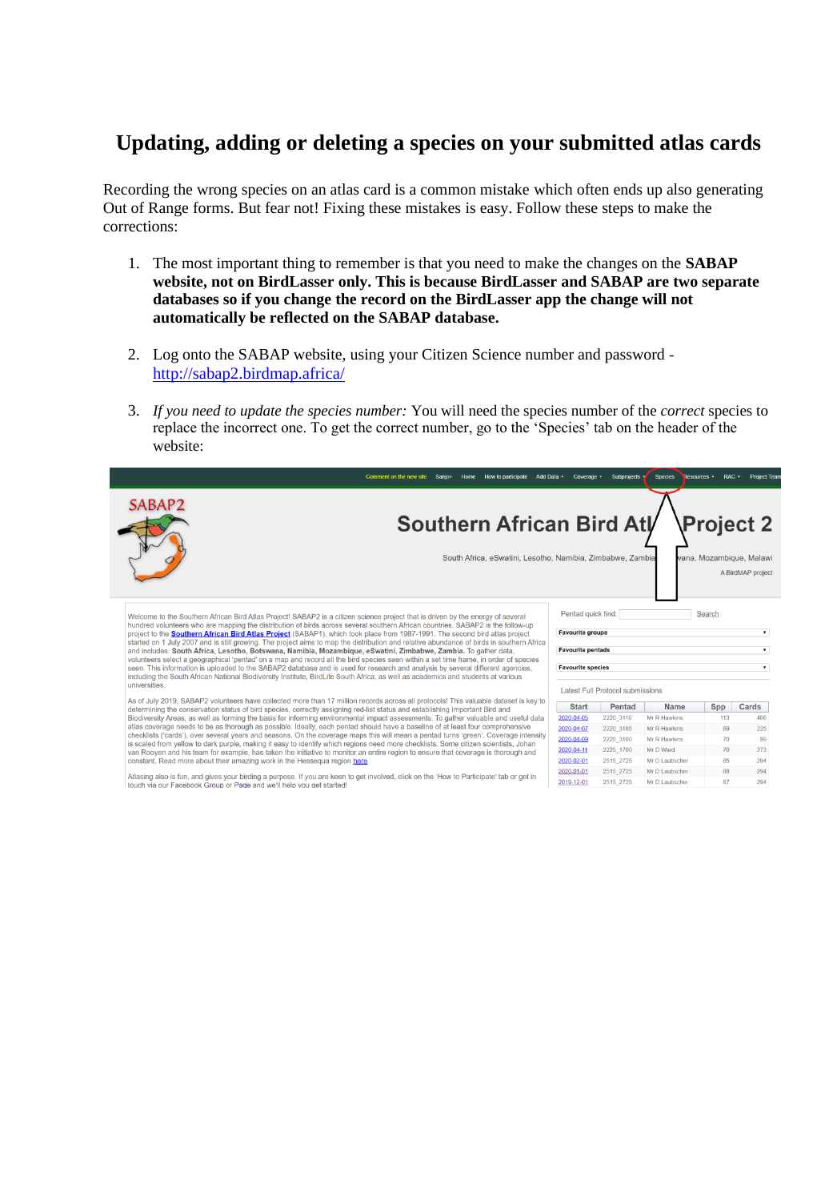# Updating, adding or deleting a species on your submitted atlas cards

Recording the wrong species on an atlas card is a common mistake which often ends up also generating Out of Range forms. But fear not! Fixing these mistakes is easy. Follow these steps to make the corrections:

1. The most important thing to remember is that you need to make the changes on the **SABAP website, not on BirdLasser only. This is because BirdLasser and SABAP are two separate databases so if you change the record on the BirdLasser app the change will not automatically be reflected on the SABAP database.**

2. Log onto the SABAP website, using your Citizen Science number and password - [http://sabap2.birdmap.africa/](http://sabap2.birdmap.africa/)

3. *If you need to update the species number:* You will need the species number of the *correct* species to replace the incorrect one. To get the correct number, go to the 'Species' tab on the header of the website: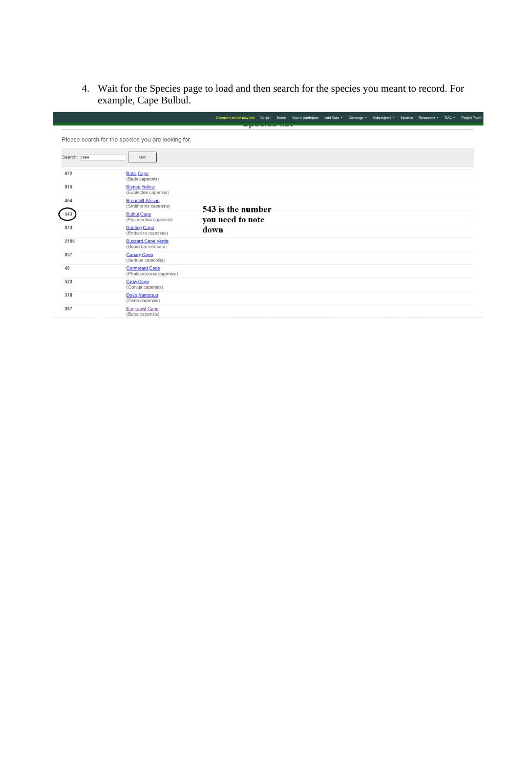4. Wait for the Species page to load and then search for the species you meant to record. For example, Cape Bulbul.

Comment on the new site Sanjo+ Home How to participate Add Data Coverage Subprojects Species Resources RAC Project Team

Please search for the species you are looking for.

Search: cape Go!

| | |
|---|---|
| 672 | Batis,Cape (Batis capensis) |
| 810 | Bishop,Yellow (Euplectes capensis) |
| 454 | Broadbill,African (Smithornis capensis) |
| 543 | Bulbul,Cape (Pycnonotus capensis) |
| 873 | Bunting,Cape (Emberiza capensis) |
| 2106 | Buzzard,Cape Verde (Buteo bannermani) |
| 857 | Canary,Cape (Serinus canicollis) |
| 48 | Cormorant,Cape (Phalacrocorax capensis) |
| 523 | Crow,Cape (Corvus capensis) |
| 318 | Dove,Namaqua (Oena capensis) |
| 367 | Eagle-owl,Cape (Bubo capensis) |

**543 is the number you need to note down**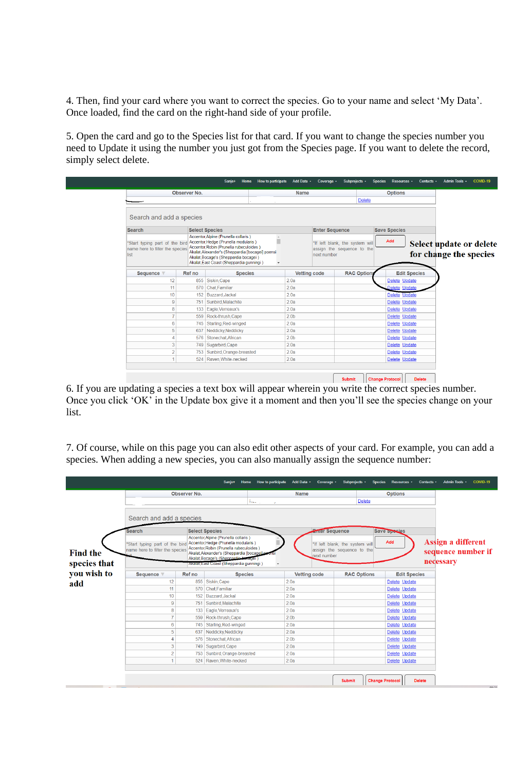4. Then, find your card where you want to correct the species. Go to your name and select 'My Data'. Once loaded, find the card on the right-hand side of your profile.

5. Open the card and go to the Species list for that card. If you want to change the species number you need to Update it using the number you just got from the Species page. If you want to delete the record, simply select delete.

Sanjo+ Home How to participate Add Data Coverage Subprojects Species Resources Contacts Admin Tools COVID-19

| Observer No. | Name | Options |
|---|---|---|
| | | Delete |

Search and add a species

| Search | Select Species | Enter Sequence | Save Species |
|---|---|---|---|
| *Start typing part of the bird name here to filter the species list | Accentor,Alpine (Prunella collaris ) Accentor,Hedge (Prunella modularis ) Accentor,Robin (Prunella rubeculoides ) Akalat,Alexander's (Sheppardia [bocagei] poensis) Akalat,Bocage's (Sheppardia bocagei ) Akalat,East Coast (Sheppardia gunningi ) | *If left blank, the system will assign the sequence to the next number | Add |

Select update or delete for change the species

| Sequence | Ref no | Species | Vetting code | RAC Options | Edit Species |
|---|---|---|---|---|---|
| 12 | 855 | Siskin,Cape | 2.0a | | Delete Update |
| 11 | 570 | Chat,Familiar | 2.0a | | Delete Update |
| 10 | 152 | Buzzard,Jackal | 2.0a | | Delete Update |
| 9 | 751 | Sunbird,Malachite | 2.0a | | Delete Update |
| 8 | 133 | Eagle,Verreaux's | 2.0a | | Delete Update |
| 7 | 559 | Rock-thrush,Cape | 2.0b | | Delete Update |
| 6 | 745 | Starling,Red-winged | 2.0a | | Delete Update |
| 5 | 637 | Neddicky,Neddicky | 2.0a | | Delete Update |
| 4 | 576 | Stonechat,African | 2.0b | | Delete Update |
| 3 | 749 | Sugarbird,Cape | 2.0a | | Delete Update |
| 2 | 753 | Sunbird,Orange-breasted | 2.0a | | Delete Update |
| 1 | 524 | Raven,White-necked | 2.0a | | Delete Update |

Submit | Change Protocol | Delete

6. If you are updating a species a text box will appear wherein you write the correct species number. Once you click 'OK' in the Update box give it a moment and then you'll see the species change on your list.

7. Of course, while on this page you can also edit other aspects of your card. For example, you can add a species. When adding a new species, you can also manually assign the sequence number:

Sanjo+ Home How to participate Add Data Coverage Subprojects Species Resources Contacts Admin Tools COVID-19

| Observer No. | Name | Options |
|---|---|---|
| | | Delete |

Search and add a species

Find the species that you wish to add

Assign a different sequence number if necessary

| Search | Select Species | Enter Sequence | Save Species |
|---|---|---|---|
| *Start typing part of the bird name here to filter the species list | Accentor,Alpine (Prunella collaris ) Accentor,Hedge (Prunella modularis ) Accentor,Robin (Prunella rubeculoides ) Akalat,Alexander's (Sheppardia [bocagei] poensis) Akalat,Bocage's (Sheppardia bocagei ) Akalat,East Coast (Sheppardia gunningi ) | *If left blank, the system will assign the sequence to the next number | Add |

| Sequence | Ref no | Species | Vetting code | RAC Options | Edit Species |
|---|---|---|---|---|---|
| 12 | 855 | Siskin,Cape | 2.0a | | Delete Update |
| 11 | 570 | Chat,Familiar | 2.0a | | Delete Update |
| 10 | 152 | Buzzard,Jackal | 2.0a | | Delete Update |
| 9 | 751 | Sunbird,Malachite | 2.0a | | Delete Update |
| 8 | 133 | Eagle,Verreaux's | 2.0a | | Delete Update |
| 7 | 559 | Rock-thrush,Cape | 2.0b | | Delete Update |
| 6 | 745 | Starling,Red-winged | 2.0a | | Delete Update |
| 5 | 637 | Neddicky,Neddicky | 2.0a | | Delete Update |
| 4 | 576 | Stonechat,African | 2.0b | | Delete Update |
| 3 | 749 | Sugarbird,Cape | 2.0a | | Delete Update |
| 2 | 753 | Sunbird,Orange-breasted | 2.0a | | Delete Update |
| 1 | 524 | Raven,White-necked | 2.0a | | Delete Update |

Submit | Change Protocol | Delete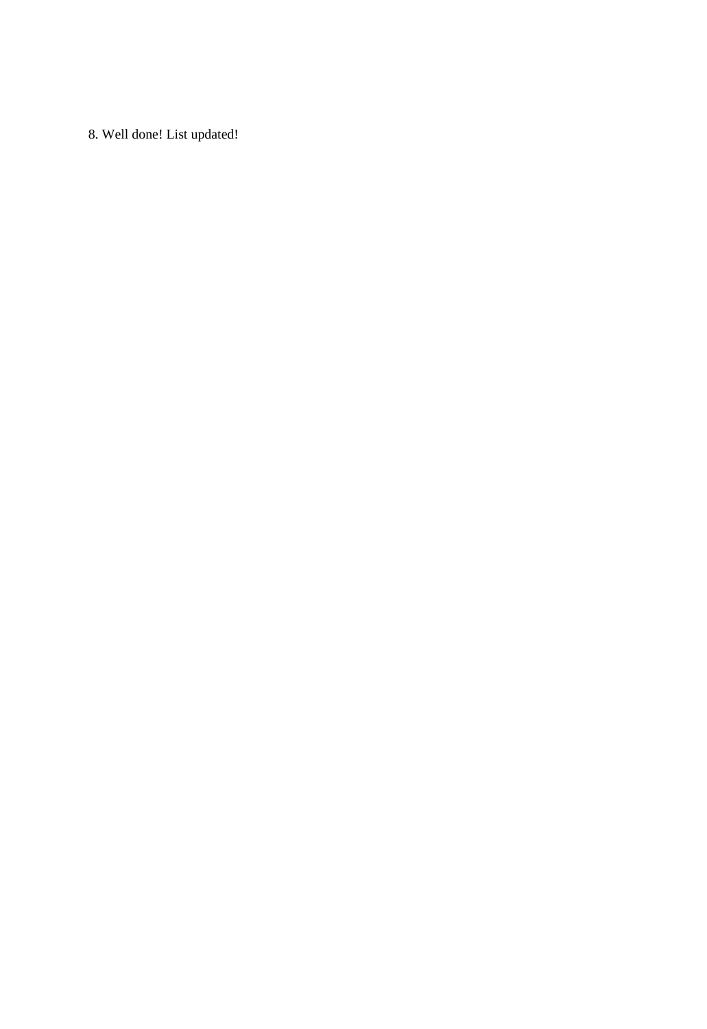8. Well done! List updated!